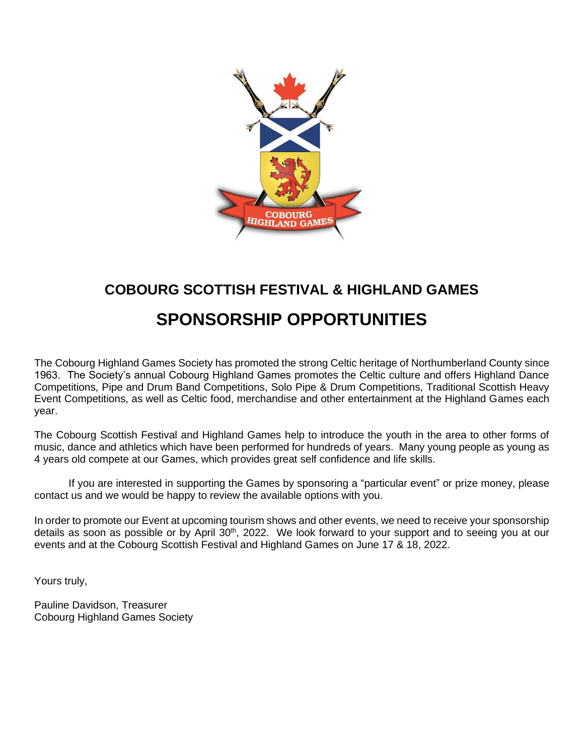## COBOURG SCOTTISH FESTIVAL & HIGHLAND GAMES

# SPONSORSHIP OPPORTUNITIES

The Cobourg Highland Games Society has promoted the strong Celtic heritage of Northumberland County since 1963. The Society's annual Cobourg Highland Games promotes the Celtic culture and offers Highland Dance Competitions, Pipe and Drum Band Competitions, Solo Pipe & Drum Competitions, Traditional Scottish Heavy Event Competitions, as well as Celtic food, merchandise and other entertainment at the Highland Games each year.

The Cobourg Scottish Festival and Highland Games help to introduce the youth in the area to other forms of music, dance and athletics which have been performed for hundreds of years. Many young people as young as 4 years old compete at our Games, which provides great self confidence and life skills.

If you are interested in supporting the Games by sponsoring a "particular event" or prize money, please contact us and we would be happy to review the available options with you.

In order to promote our Event at upcoming tourism shows and other events, we need to receive your sponsorship details as soon as possible or by April 30th, 2022. We look forward to your support and to seeing you at our events and at the Cobourg Scottish Festival and Highland Games on June 17 & 18, 2022.

Yours truly,

Pauline Davidson, Treasurer
Cobourg Highland Games Society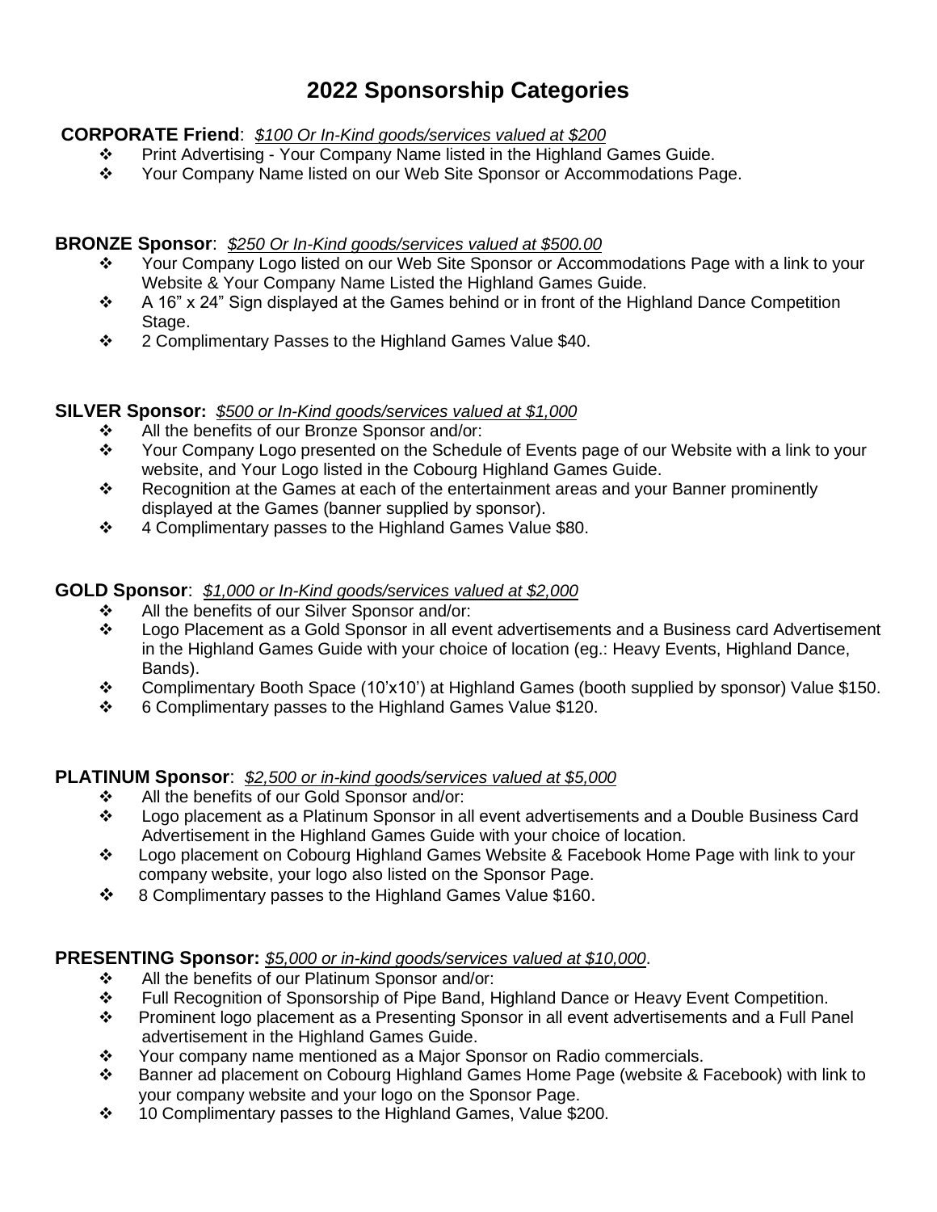# 2022 Sponsorship Categories

**CORPORATE Friend**: *$100 Or In-Kind goods/services valued at $200*

- Print Advertising - Your Company Name listed in the Highland Games Guide.
- Your Company Name listed on our Web Site Sponsor or Accommodations Page.

**BRONZE Sponsor**: *$250 Or In-Kind goods/services valued at $500.00*

- Your Company Logo listed on our Web Site Sponsor or Accommodations Page with a link to your Website & Your Company Name Listed the Highland Games Guide.
- A 16" x 24" Sign displayed at the Games behind or in front of the Highland Dance Competition Stage.
- 2 Complimentary Passes to the Highland Games Value $40.

**SILVER Sponsor:** *$500 or In-Kind goods/services valued at $1,000*

- All the benefits of our Bronze Sponsor and/or:
- Your Company Logo presented on the Schedule of Events page of our Website with a link to your website, and Your Logo listed in the Cobourg Highland Games Guide.
- Recognition at the Games at each of the entertainment areas and your Banner prominently displayed at the Games (banner supplied by sponsor).
- 4 Complimentary passes to the Highland Games Value $80.

**GOLD Sponsor**: *$1,000 or In-Kind goods/services valued at $2,000*

- All the benefits of our Silver Sponsor and/or:
- Logo Placement as a Gold Sponsor in all event advertisements and a Business card Advertisement in the Highland Games Guide with your choice of location (eg.: Heavy Events, Highland Dance, Bands).
- Complimentary Booth Space (10'x10') at Highland Games (booth supplied by sponsor) Value $150.
- 6 Complimentary passes to the Highland Games Value $120.

**PLATINUM Sponsor**: *$2,500 or in-kind goods/services valued at $5,000*

- All the benefits of our Gold Sponsor and/or:
- Logo placement as a Platinum Sponsor in all event advertisements and a Double Business Card Advertisement in the Highland Games Guide with your choice of location.
- Logo placement on Cobourg Highland Games Website & Facebook Home Page with link to your company website, your logo also listed on the Sponsor Page.
- 8 Complimentary passes to the Highland Games Value $160.

**PRESENTING Sponsor:** *$5,000 or in-kind goods/services valued at $10,000*.

- All the benefits of our Platinum Sponsor and/or:
- Full Recognition of Sponsorship of Pipe Band, Highland Dance or Heavy Event Competition.
- Prominent logo placement as a Presenting Sponsor in all event advertisements and a Full Panel advertisement in the Highland Games Guide.
- Your company name mentioned as a Major Sponsor on Radio commercials.
- Banner ad placement on Cobourg Highland Games Home Page (website & Facebook) with link to your company website and your logo on the Sponsor Page.
- 10 Complimentary passes to the Highland Games, Value $200.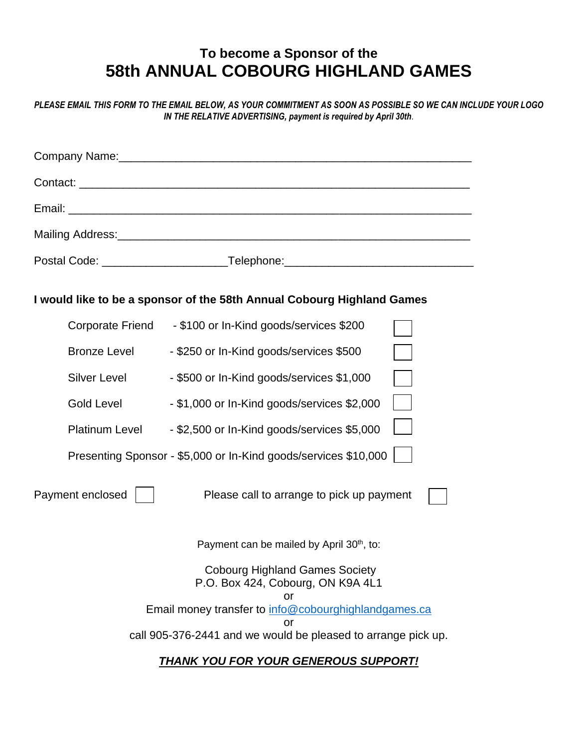## To become a Sponsor of the
# 58th ANNUAL COBOURG HIGHLAND GAMES

***PLEASE EMAIL THIS FORM TO THE EMAIL BELOW, AS YOUR COMMITMENT AS SOON AS POSSIBLE SO WE CAN INCLUDE YOUR LOGO IN THE RELATIVE ADVERTISING, payment is required by April 30th.***

Company Name:_______________________________________________________

Contact: ____________________________________________________________

Email: ______________________________________________________________

Mailing Address:_____________________________________________________

Postal Code: ___________________Telephone:_____________________________

**I would like to be a sponsor of the 58th Annual Cobourg Highland Games**

| | | |
|---|---|---|
| Corporate Friend | - $100 or In-Kind goods/services $200 | ☐ |
| Bronze Level | - $250 or In-Kind goods/services $500 | ☐ |
| Silver Level | - $500 or In-Kind goods/services $1,000 | ☐ |
| Gold Level | - $1,000 or In-Kind goods/services $2,000 | ☐ |
| Platinum Level | - $2,500 or In-Kind goods/services $5,000 | ☐ |
| Presenting Sponsor | - $5,000 or In-Kind goods/services $10,000 | ☐ |

Payment enclosed ☐ Please call to arrange to pick up payment ☐

Payment can be mailed by April 30th, to:

Cobourg Highland Games Society
P.O. Box 424, Cobourg, ON K9A 4L1
or
Email money transfer to info@cobourghighlandgames.ca
or
call 905-376-2441 and we would be pleased to arrange pick up.

***THANK YOU FOR YOUR GENEROUS SUPPORT!***